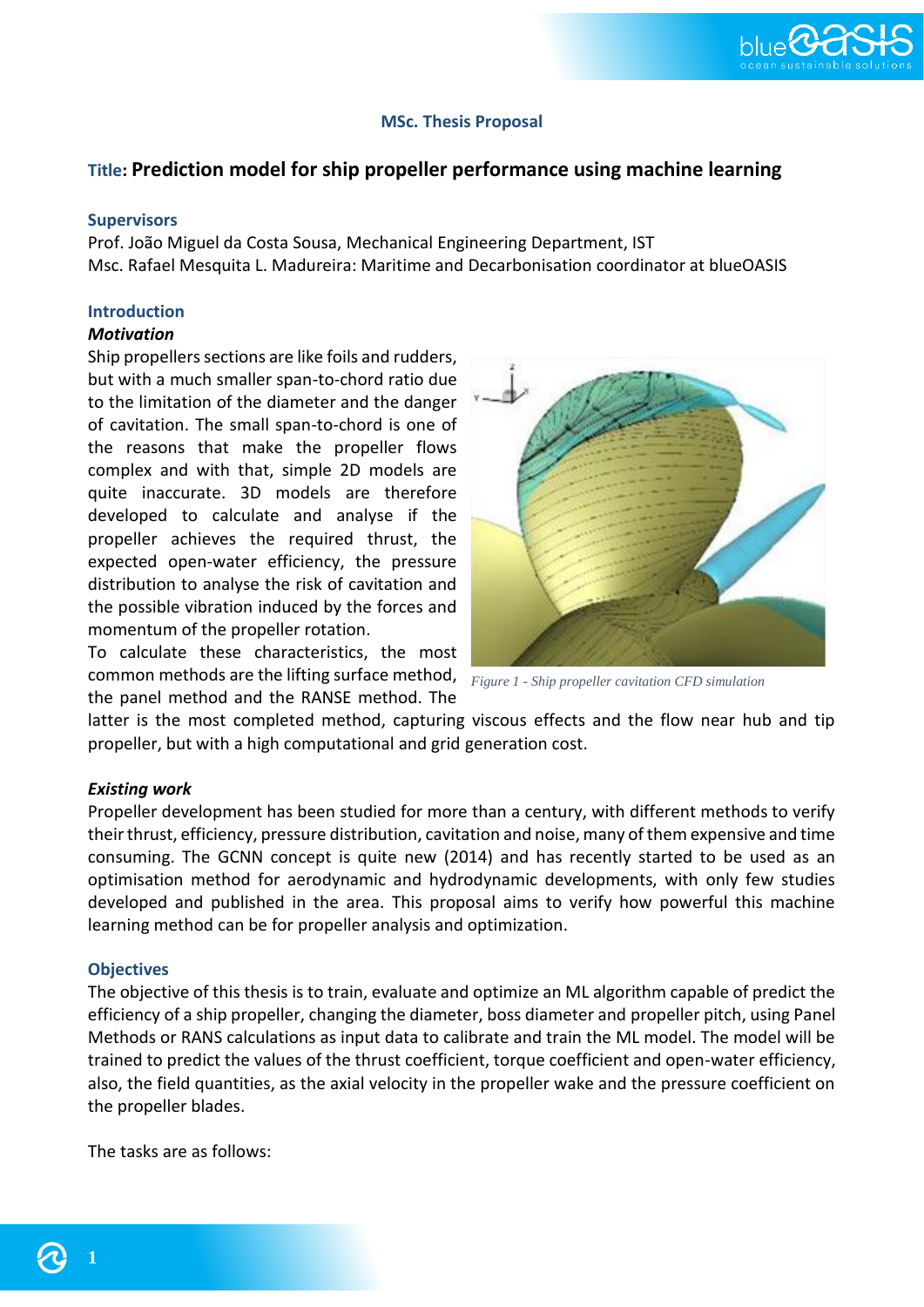**MSc. Thesis Proposal**

# Title: Prediction model for ship propeller performance using machine learning

### Supervisors

Prof. João Miguel da Costa Sousa, Mechanical Engineering Department, IST
Msc. Rafael Mesquita L. Madureira: Maritime and Decarbonisation coordinator at blueOASIS

## Introduction

### *Motivation*

Ship propellers sections are like foils and rudders, but with a much smaller span-to-chord ratio due to the limitation of the diameter and the danger of cavitation. The small span-to-chord is one of the reasons that make the propeller flows complex and with that, simple 2D models are quite inaccurate. 3D models are therefore developed to calculate and analyse if the propeller achieves the required thrust, the expected open-water efficiency, the pressure distribution to analyse the risk of cavitation and the possible vibration induced by the forces and momentum of the propeller rotation.

To calculate these characteristics, the most common methods are the lifting surface method, the panel method and the RANSE method. The latter is the most completed method, capturing viscous effects and the flow near hub and tip propeller, but with a high computational and grid generation cost.

*Figure 1 - Ship propeller cavitation CFD simulation*

### *Existing work*

Propeller development has been studied for more than a century, with different methods to verify their thrust, efficiency, pressure distribution, cavitation and noise, many of them expensive and time consuming. The GCNN concept is quite new (2014) and has recently started to be used as an optimisation method for aerodynamic and hydrodynamic developments, with only few studies developed and published in the area. This proposal aims to verify how powerful this machine learning method can be for propeller analysis and optimization.

## Objectives

The objective of this thesis is to train, evaluate and optimize an ML algorithm capable of predict the efficiency of a ship propeller, changing the diameter, boss diameter and propeller pitch, using Panel Methods or RANS calculations as input data to calibrate and train the ML model. The model will be trained to predict the values of the thrust coefficient, torque coefficient and open-water efficiency, also, the field quantities, as the axial velocity in the propeller wake and the pressure coefficient on the propeller blades.

The tasks are as follows: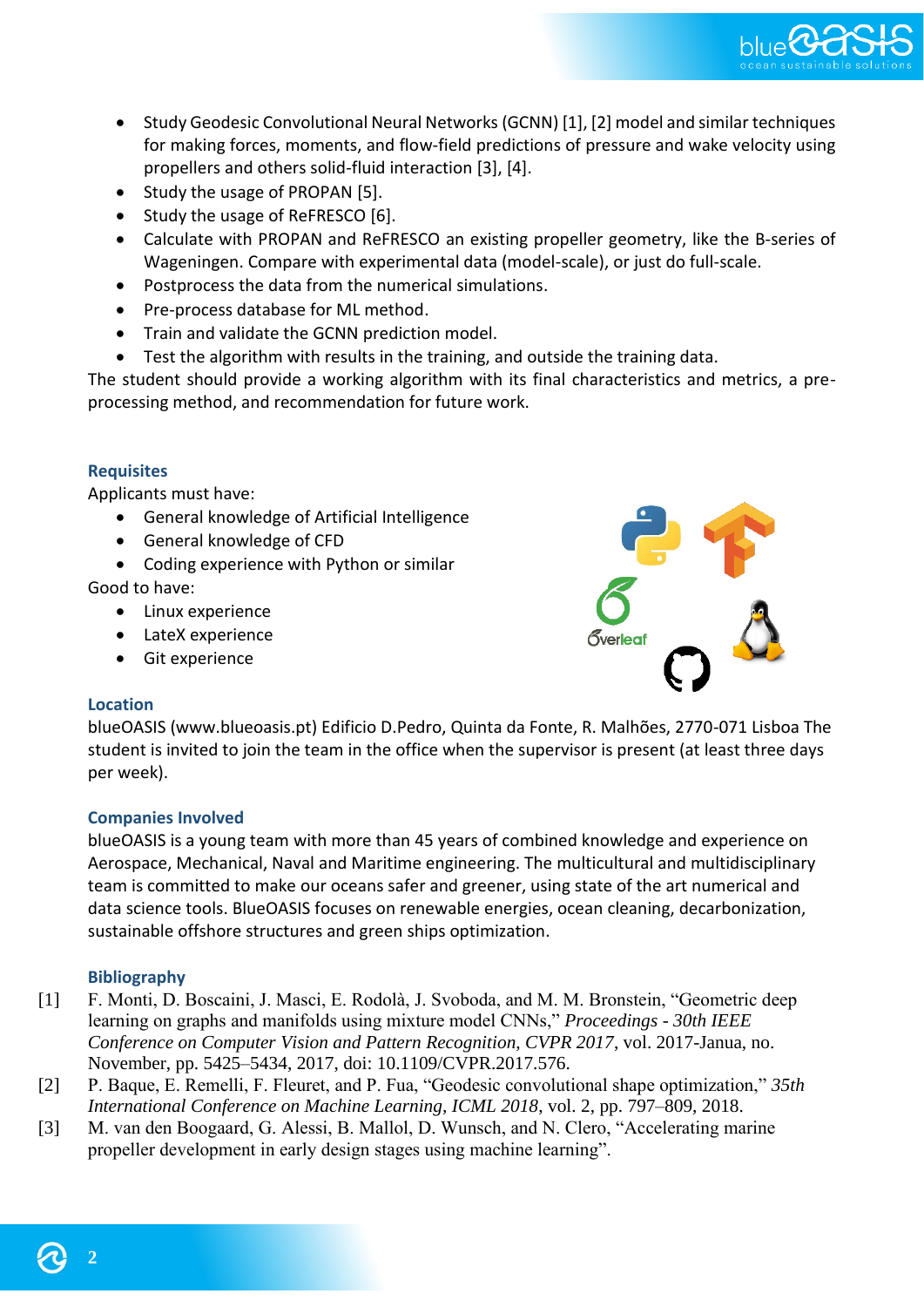- Study Geodesic Convolutional Neural Networks (GCNN) [1], [2] model and similar techniques for making forces, moments, and flow-field predictions of pressure and wake velocity using propellers and others solid-fluid interaction [3], [4].
- Study the usage of PROPAN [5].
- Study the usage of ReFRESCO [6].
- Calculate with PROPAN and ReFRESCO an existing propeller geometry, like the B-series of Wageningen. Compare with experimental data (model-scale), or just do full-scale.
- Postprocess the data from the numerical simulations.
- Pre-process database for ML method.
- Train and validate the GCNN prediction model.
- Test the algorithm with results in the training, and outside the training data.

The student should provide a working algorithm with its final characteristics and metrics, a pre-processing method, and recommendation for future work.

### Requisites

Applicants must have:

- General knowledge of Artificial Intelligence
- General knowledge of CFD
- Coding experience with Python or similar

Good to have:

- Linux experience
- LateX experience
- Git experience

### Location

blueOASIS (www.blueoasis.pt) Edificio D.Pedro, Quinta da Fonte, R. Malhões, 2770-071 Lisboa The student is invited to join the team in the office when the supervisor is present (at least three days per week).

### Companies Involved

blueOASIS is a young team with more than 45 years of combined knowledge and experience on Aerospace, Mechanical, Naval and Maritime engineering. The multicultural and multidisciplinary team is committed to make our oceans safer and greener, using state of the art numerical and data science tools. BlueOASIS focuses on renewable energies, ocean cleaning, decarbonization, sustainable offshore structures and green ships optimization.

### Bibliography

[1] F. Monti, D. Boscaini, J. Masci, E. Rodolà, J. Svoboda, and M. M. Bronstein, "Geometric deep learning on graphs and manifolds using mixture model CNNs," *Proceedings - 30th IEEE Conference on Computer Vision and Pattern Recognition, CVPR 2017*, vol. 2017-Janua, no. November, pp. 5425–5434, 2017, doi: 10.1109/CVPR.2017.576.

[2] P. Baque, E. Remelli, F. Fleuret, and P. Fua, "Geodesic convolutional shape optimization," *35th International Conference on Machine Learning, ICML 2018*, vol. 2, pp. 797–809, 2018.

[3] M. van den Boogaard, G. Alessi, B. Mallol, D. Wunsch, and N. Clero, "Accelerating marine propeller development in early design stages using machine learning".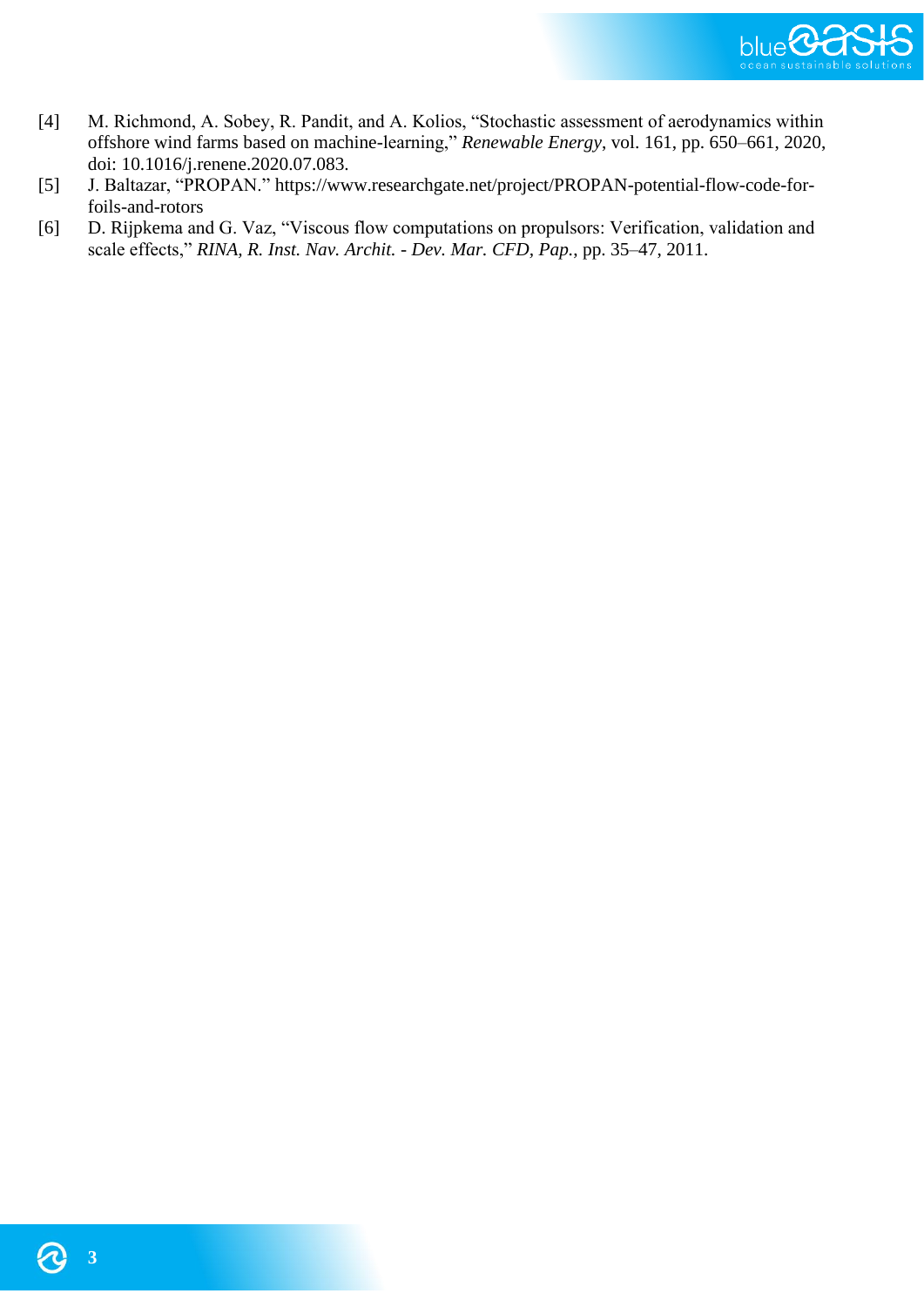[4] M. Richmond, A. Sobey, R. Pandit, and A. Kolios, “Stochastic assessment of aerodynamics within offshore wind farms based on machine-learning,” *Renewable Energy*, vol. 161, pp. 650–661, 2020, doi: 10.1016/j.renene.2020.07.083.

[5] J. Baltazar, “PROPAN.” https://www.researchgate.net/project/PROPAN-potential-flow-code-for-foils-and-rotors

[6] D. Rijpkema and G. Vaz, “Viscous flow computations on propulsors: Verification, validation and scale effects,” *RINA, R. Inst. Nav. Archit. - Dev. Mar. CFD, Pap.*, pp. 35–47, 2011.